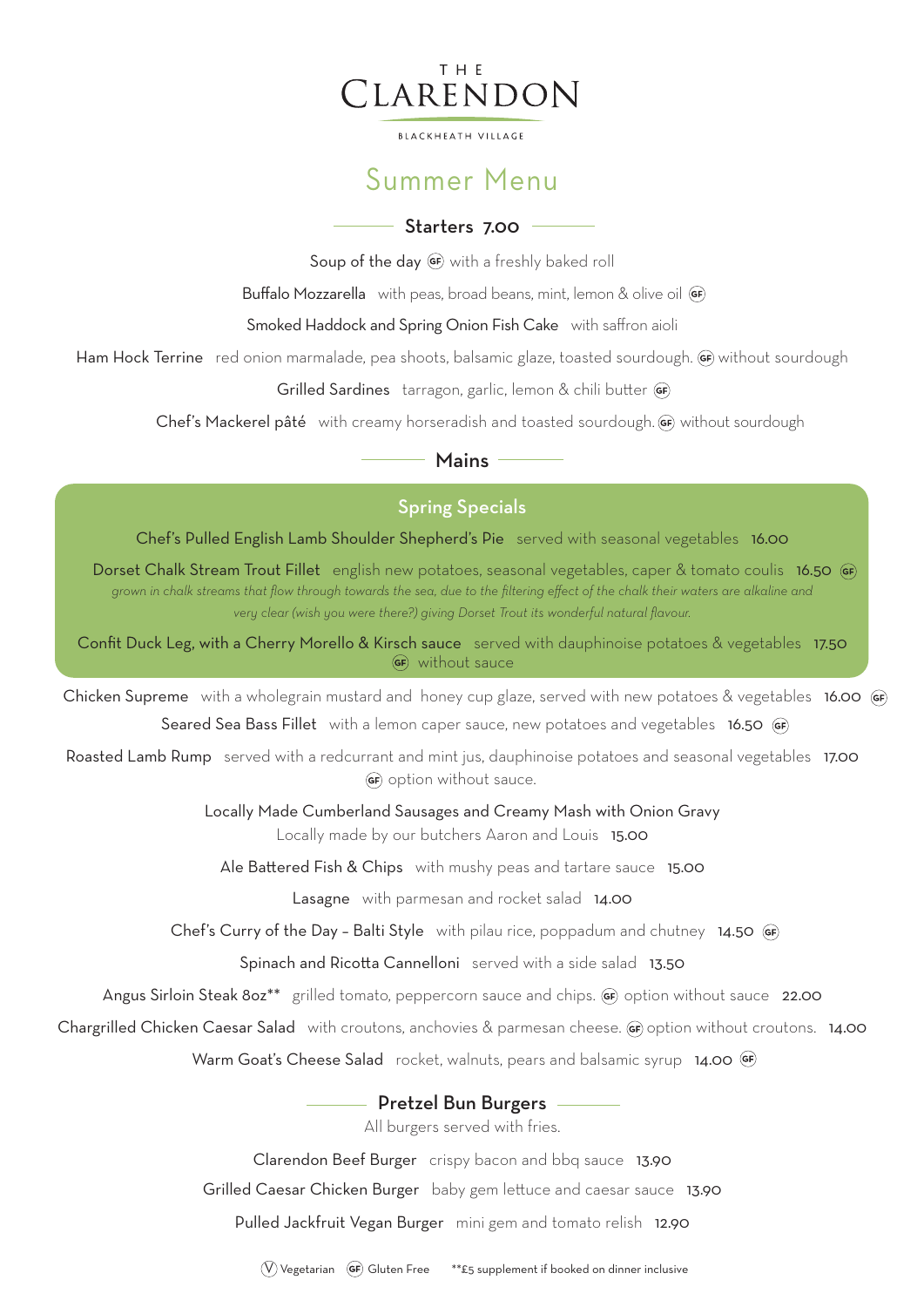# THE CLARENDON

BLACKHEATH VILLAGE

## Summer Menu

### Starters 7.00

Soup of the day (GF) with a freshly baked roll

Buffalo Mozzarella with peas, broad beans, mint, lemon & olive oil (GF)

Smoked Haddock and Spring Onion Fish Cake with saffron aioli

Ham Hock Terrine red onion marmalade, pea shoots, balsamic glaze, toasted sourdough. (GF) without sourdough

Grilled Sardines tarragon, garlic, lemon & chili butter (GF)

Chef's Mackerel pâté with creamy horseradish and toasted sourdough. (GF) without sourdough

### Mains

#### Spring Specials

Chef's Pulled English Lamb Shoulder Shepherd's Pie served with seasonal vegetables 16.00

Dorset Chalk Stream Trout Fillet english new potatoes, seasonal vegetables, caper & tomato coulis 16.50 (GF)
*grown in chalk streams that flow through towards the sea, due to the filtering effect of the chalk their waters are alkaline and very clear (wish you were there?) giving Dorset Trout its wonderful natural flavour.*

Confit Duck Leg, with a Cherry Morello & Kirsch sauce served with dauphinoise potatoes & vegetables 17.50
(GF) without sauce

---

Chicken Supreme with a wholegrain mustard and honey cup glaze, served with new potatoes & vegetables 16.00 (GF)

Seared Sea Bass Fillet with a lemon caper sauce, new potatoes and vegetables 16.50 (GF)

Roasted Lamb Rump served with a redcurrant and mint jus, dauphinoise potatoes and seasonal vegetables 17.00
(GF) option without sauce.

Locally Made Cumberland Sausages and Creamy Mash with Onion Gravy
Locally made by our butchers Aaron and Louis 15.00

Ale Battered Fish & Chips with mushy peas and tartare sauce 15.00

Lasagne with parmesan and rocket salad 14.00

Chef's Curry of the Day – Balti Style with pilau rice, poppadum and chutney 14.50 (GF)

Spinach and Ricotta Cannelloni served with a side salad 13.50

Angus Sirloin Steak 8oz** grilled tomato, peppercorn sauce and chips. (GF) option without sauce 22.00

Chargrilled Chicken Caesar Salad with croutons, anchovies & parmesan cheese. (GF) option without croutons. 14.00

Warm Goat's Cheese Salad rocket, walnuts, pears and balsamic syrup 14.00 (GF)

### Pretzel Bun Burgers

All burgers served with fries.

Clarendon Beef Burger crispy bacon and bbq sauce 13.90

Grilled Caesar Chicken Burger baby gem lettuce and caesar sauce 13.90

Pulled Jackfruit Vegan Burger mini gem and tomato relish 12.90

(V) Vegetarian (GF) Gluten Free **£5 supplement if booked on dinner inclusive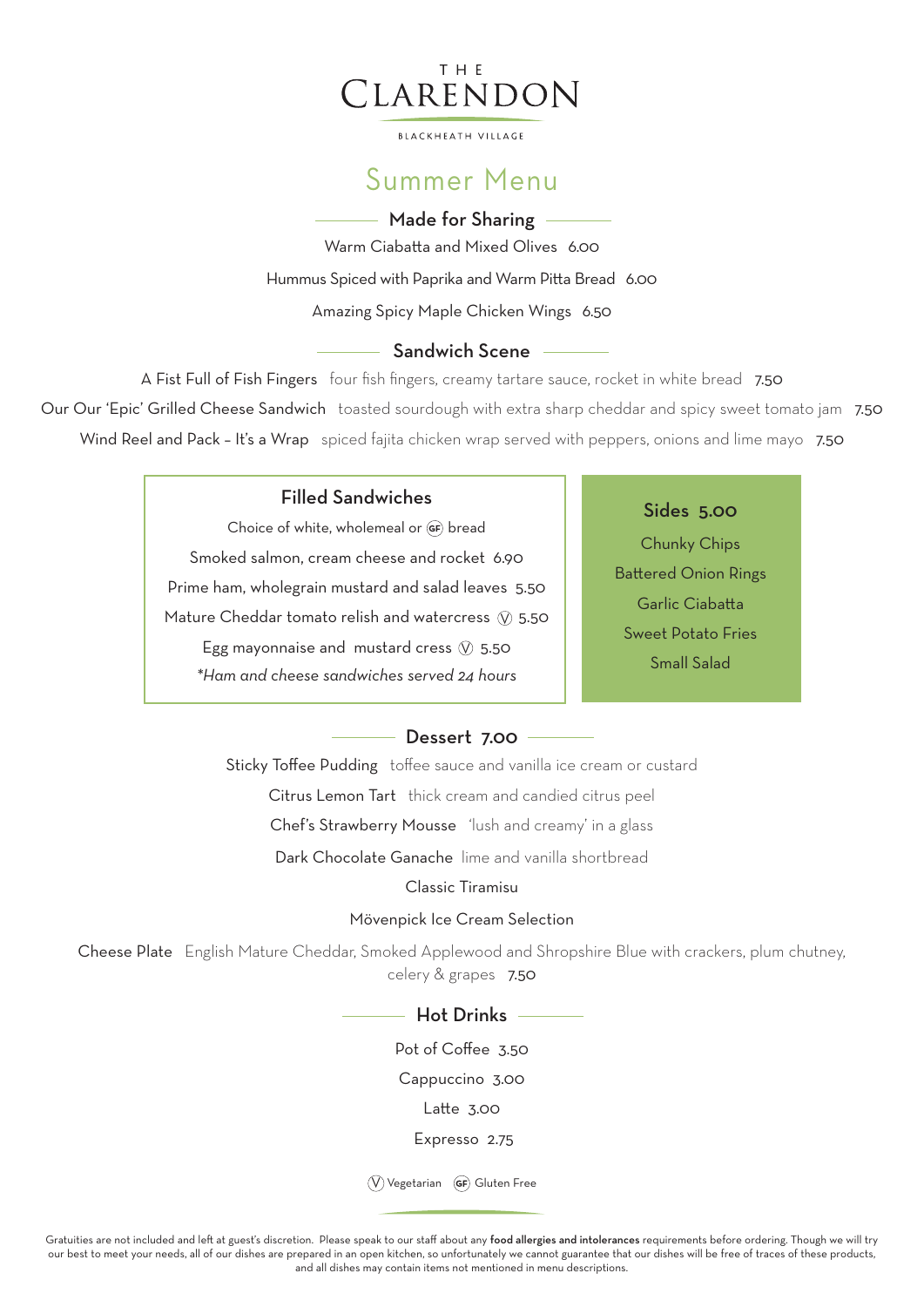# THE CLARENDON

BLACKHEATH VILLAGE

## Summer Menu

### Made for Sharing

Warm Ciabatta and Mixed Olives 6.00

Hummus Spiced with Paprika and Warm Pitta Bread 6.00

Amazing Spicy Maple Chicken Wings 6.50

### Sandwich Scene

A Fist Full of Fish Fingers four fish fingers, creamy tartare sauce, rocket in white bread 7.50

Our Our 'Epic' Grilled Cheese Sandwich toasted sourdough with extra sharp cheddar and spicy sweet tomato jam 7.50

Wind Reel and Pack – It's a Wrap spiced fajita chicken wrap served with peppers, onions and lime mayo 7.50

### Filled Sandwiches

Choice of white, wholemeal or (GF) bread

Smoked salmon, cream cheese and rocket 6.90

Prime ham, wholegrain mustard and salad leaves 5.50

Mature Cheddar tomato relish and watercress (V) 5.50

Egg mayonnaise and mustard cress (V) 5.50

*\*Ham and cheese sandwiches served 24 hours*

### Sides 5.00

Chunky Chips

Battered Onion Rings

Garlic Ciabatta

Sweet Potato Fries

Small Salad

### Dessert 7.00

Sticky Toffee Pudding toffee sauce and vanilla ice cream or custard

Citrus Lemon Tart thick cream and candied citrus peel

Chef's Strawberry Mousse 'lush and creamy' in a glass

Dark Chocolate Ganache lime and vanilla shortbread

Classic Tiramisu

Mövenpick Ice Cream Selection

Cheese Plate English Mature Cheddar, Smoked Applewood and Shropshire Blue with crackers, plum chutney, celery & grapes 7.50

### Hot Drinks

Pot of Coffee 3.50

Cappuccino 3.00

Latte 3.00

Expresso 2.75

(V) Vegetarian (GF) Gluten Free

Gratuities are not included and left at guest's discretion. Please speak to our staff about any **food allergies and intolerances** requirements before ordering. Though we will try our best to meet your needs, all of our dishes are prepared in an open kitchen, so unfortunately we cannot guarantee that our dishes will be free of traces of these products, and all dishes may contain items not mentioned in menu descriptions.